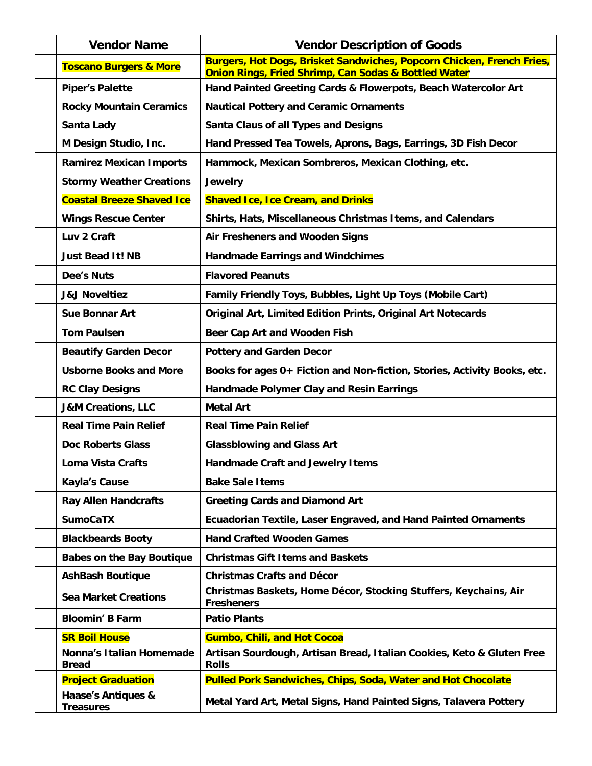| | Vendor Name | Vendor Description of Goods |
|---|---|---|
| | Toscano Burgers & More | Burgers, Hot Dogs, Brisket Sandwiches, Popcorn Chicken, French Fries, Onion Rings, Fried Shrimp, Can Sodas & Bottled Water |
| | Piper's Palette | Hand Painted Greeting Cards & Flowerpots, Beach Watercolor Art |
| | Rocky Mountain Ceramics | Nautical Pottery and Ceramic Ornaments |
| | Santa Lady | Santa Claus of all Types and Designs |
| | M Design Studio, Inc. | Hand Pressed Tea Towels, Aprons, Bags, Earrings, 3D Fish Decor |
| | Ramirez Mexican Imports | Hammock, Mexican Sombreros, Mexican Clothing, etc. |
| | Stormy Weather Creations | Jewelry |
| | Coastal Breeze Shaved Ice | Shaved Ice, Ice Cream, and Drinks |
| | Wings Rescue Center | Shirts, Hats, Miscellaneous Christmas Items, and Calendars |
| | Luv 2 Craft | Air Fresheners and Wooden Signs |
| | Just Bead It! NB | Handmade Earrings and Windchimes |
| | Dee's Nuts | Flavored Peanuts |
| | J&J Noveltiez | Family Friendly Toys, Bubbles, Light Up Toys (Mobile Cart) |
| | Sue Bonnar Art | Original Art, Limited Edition Prints, Original Art Notecards |
| | Tom Paulsen | Beer Cap Art and Wooden Fish |
| | Beautify Garden Decor | Pottery and Garden Decor |
| | Usborne Books and More | Books for ages 0+ Fiction and Non-fiction, Stories, Activity Books, etc. |
| | RC Clay Designs | Handmade Polymer Clay and Resin Earrings |
| | J&M Creations, LLC | Metal Art |
| | Real Time Pain Relief | Real Time Pain Relief |
| | Doc Roberts Glass | Glassblowing and Glass Art |
| | Loma Vista Crafts | Handmade Craft and Jewelry Items |
| | Kayla's Cause | Bake Sale Items |
| | Ray Allen Handcrafts | Greeting Cards and Diamond Art |
| | SumoCaTX | Ecuadorian Textile, Laser Engraved, and Hand Painted Ornaments |
| | Blackbeards Booty | Hand Crafted Wooden Games |
| | Babes on the Bay Boutique | Christmas Gift Items and Baskets |
| | AshBash Boutique | Christmas Crafts and Décor |
| | Sea Market Creations | Christmas Baskets, Home Décor, Stocking Stuffers, Keychains, Air Fresheners |
| | Bloomin' B Farm | Patio Plants |
| | SR Boil House | Gumbo, Chili, and Hot Cocoa |
| | Nonna's Italian Homemade Bread | Artisan Sourdough, Artisan Bread, Italian Cookies, Keto & Gluten Free Rolls |
| | Project Graduation | Pulled Pork Sandwiches, Chips, Soda, Water and Hot Chocolate |
| | Haase's Antiques & Treasures | Metal Yard Art, Metal Signs, Hand Painted Signs, Talavera Pottery |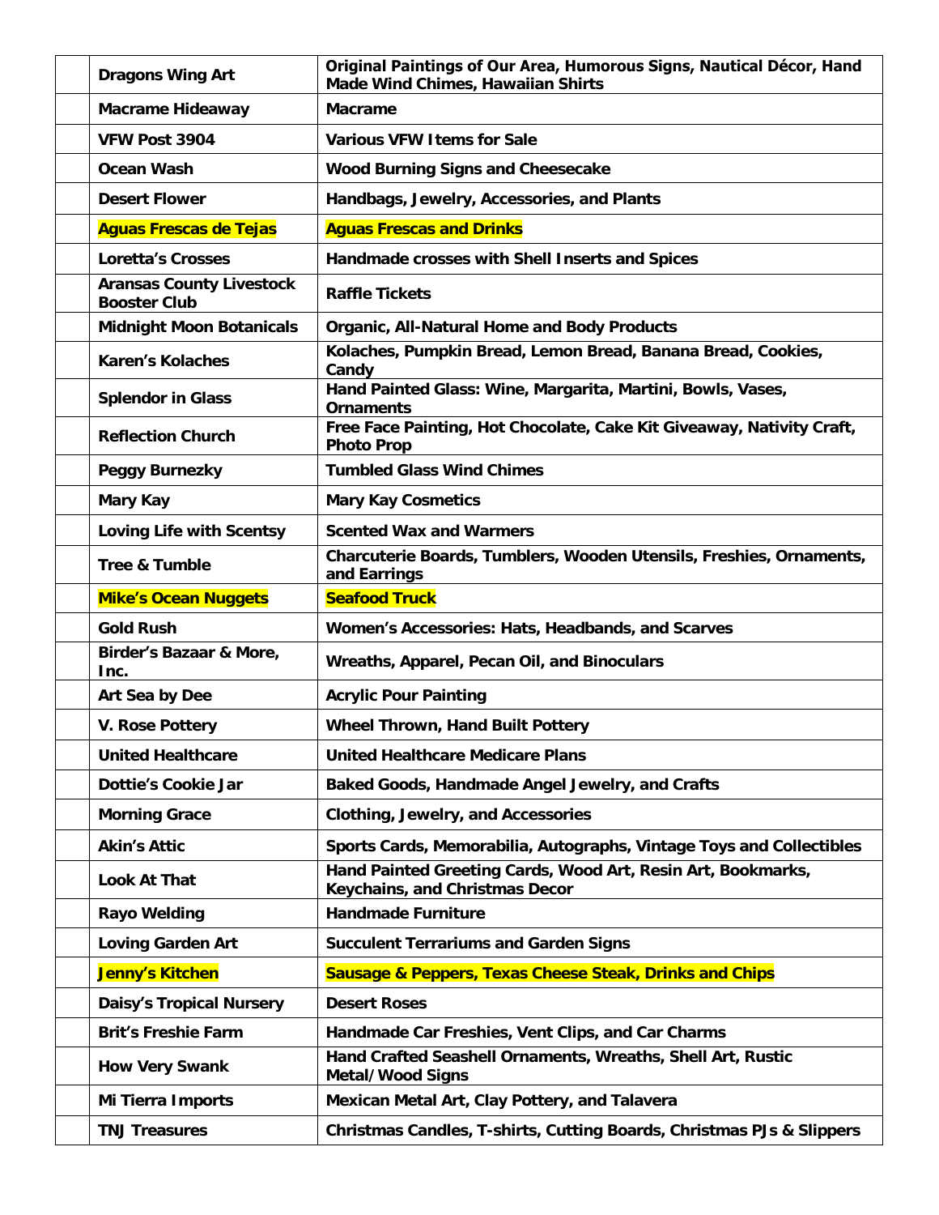| | | |
|---|---|---|
| | **Dragons Wing Art** | **Original Paintings of Our Area, Humorous Signs, Nautical Décor, Hand Made Wind Chimes, Hawaiian Shirts** |
| | **Macrame Hideaway** | **Macrame** |
| | **VFW Post 3904** | **Various VFW Items for Sale** |
| | **Ocean Wash** | **Wood Burning Signs and Cheesecake** |
| | **Desert Flower** | **Handbags, Jewelry, Accessories, and Plants** |
| | **Aguas Frescas de Tejas** | **Aguas Frescas and Drinks** |
| | **Loretta's Crosses** | **Handmade crosses with Shell Inserts and Spices** |
| | **Aransas County Livestock Booster Club** | **Raffle Tickets** |
| | **Midnight Moon Botanicals** | **Organic, All-Natural Home and Body Products** |
| | **Karen's Kolaches** | **Kolaches, Pumpkin Bread, Lemon Bread, Banana Bread, Cookies, Candy** |
| | **Splendor in Glass** | **Hand Painted Glass: Wine, Margarita, Martini, Bowls, Vases, Ornaments** |
| | **Reflection Church** | **Free Face Painting, Hot Chocolate, Cake Kit Giveaway, Nativity Craft, Photo Prop** |
| | **Peggy Burnezky** | **Tumbled Glass Wind Chimes** |
| | **Mary Kay** | **Mary Kay Cosmetics** |
| | **Loving Life with Scentsy** | **Scented Wax and Warmers** |
| | **Tree & Tumble** | **Charcuterie Boards, Tumblers, Wooden Utensils, Freshies, Ornaments, and Earrings** |
| | **Mike's Ocean Nuggets** | **Seafood Truck** |
| | **Gold Rush** | **Women's Accessories: Hats, Headbands, and Scarves** |
| | **Birder's Bazaar & More, Inc.** | **Wreaths, Apparel, Pecan Oil, and Binoculars** |
| | **Art Sea by Dee** | **Acrylic Pour Painting** |
| | **V. Rose Pottery** | **Wheel Thrown, Hand Built Pottery** |
| | **United Healthcare** | **United Healthcare Medicare Plans** |
| | **Dottie's Cookie Jar** | **Baked Goods, Handmade Angel Jewelry, and Crafts** |
| | **Morning Grace** | **Clothing, Jewelry, and Accessories** |
| | **Akin's Attic** | **Sports Cards, Memorabilia, Autographs, Vintage Toys and Collectibles** |
| | **Look At That** | **Hand Painted Greeting Cards, Wood Art, Resin Art, Bookmarks, Keychains, and Christmas Decor** |
| | **Rayo Welding** | **Handmade Furniture** |
| | **Loving Garden Art** | **Succulent Terrariums and Garden Signs** |
| | **Jenny's Kitchen** | **Sausage & Peppers, Texas Cheese Steak, Drinks and Chips** |
| | **Daisy's Tropical Nursery** | **Desert Roses** |
| | **Brit's Freshie Farm** | **Handmade Car Freshies, Vent Clips, and Car Charms** |
| | **How Very Swank** | **Hand Crafted Seashell Ornaments, Wreaths, Shell Art, Rustic Metal/Wood Signs** |
| | **Mi Tierra Imports** | **Mexican Metal Art, Clay Pottery, and Talavera** |
| | **TNJ Treasures** | **Christmas Candles, T-shirts, Cutting Boards, Christmas PJs & Slippers** |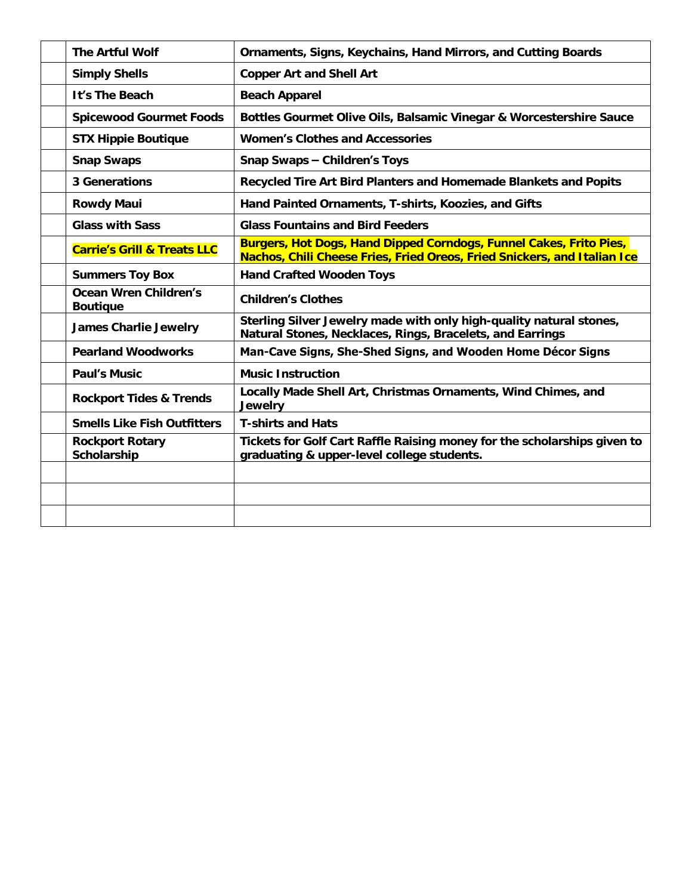| | | |
|---|---|---|
| | **The Artful Wolf** | **Ornaments, Signs, Keychains, Hand Mirrors, and Cutting Boards** |
| | **Simply Shells** | **Copper Art and Shell Art** |
| | **It's The Beach** | **Beach Apparel** |
| | **Spicewood Gourmet Foods** | **Bottles Gourmet Olive Oils, Balsamic Vinegar & Worcestershire Sauce** |
| | **STX Hippie Boutique** | **Women's Clothes and Accessories** |
| | **Snap Swaps** | **Snap Swaps – Children's Toys** |
| | **3 Generations** | **Recycled Tire Art Bird Planters and Homemade Blankets and Popits** |
| | **Rowdy Maui** | **Hand Painted Ornaments, T-shirts, Koozies, and Gifts** |
| | **Glass with Sass** | **Glass Fountains and Bird Feeders** |
| | **Carrie's Grill & Treats LLC** | **Burgers, Hot Dogs, Hand Dipped Corndogs, Funnel Cakes, Frito Pies, Nachos, Chili Cheese Fries, Fried Oreos, Fried Snickers, and Italian Ice** |
| | **Summers Toy Box** | **Hand Crafted Wooden Toys** |
| | **Ocean Wren Children's Boutique** | **Children's Clothes** |
| | **James Charlie Jewelry** | **Sterling Silver Jewelry made with only high-quality natural stones, Natural Stones, Necklaces, Rings, Bracelets, and Earrings** |
| | **Pearland Woodworks** | **Man-Cave Signs, She-Shed Signs, and Wooden Home Décor Signs** |
| | **Paul's Music** | **Music Instruction** |
| | **Rockport Tides & Trends** | **Locally Made Shell Art, Christmas Ornaments, Wind Chimes, and Jewelry** |
| | **Smells Like Fish Outfitters** | **T-shirts and Hats** |
| | **Rockport Rotary Scholarship** | **Tickets for Golf Cart Raffle Raising money for the scholarships given to graduating & upper-level college students.** |
| | | |
| | | |
| | | |